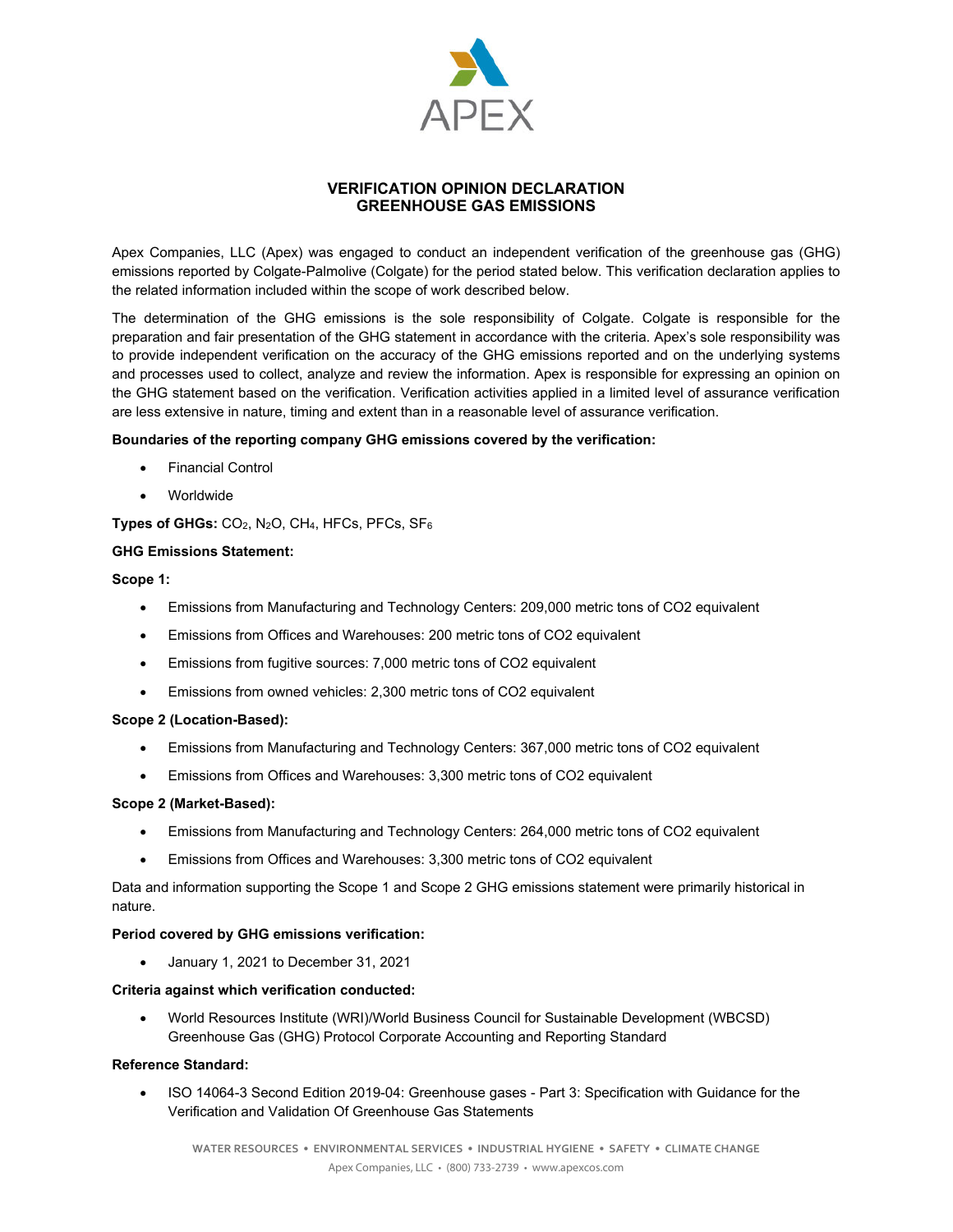# VERIFICATION OPINION DECLARATION
# GREENHOUSE GAS EMISSIONS

Apex Companies, LLC (Apex) was engaged to conduct an independent verification of the greenhouse gas (GHG) emissions reported by Colgate-Palmolive (Colgate) for the period stated below. This verification declaration applies to the related information included within the scope of work described below.

The determination of the GHG emissions is the sole responsibility of Colgate. Colgate is responsible for the preparation and fair presentation of the GHG statement in accordance with the criteria. Apex's sole responsibility was to provide independent verification on the accuracy of the GHG emissions reported and on the underlying systems and processes used to collect, analyze and review the information. Apex is responsible for expressing an opinion on the GHG statement based on the verification. Verification activities applied in a limited level of assurance verification are less extensive in nature, timing and extent than in a reasonable level of assurance verification.

**Boundaries of the reporting company GHG emissions covered by the verification:**

- Financial Control
- Worldwide

**Types of GHGs:** $CO_2$, $N_2O$, $CH_4$, HFCs, PFCs, $SF_6$

**GHG Emissions Statement:**

**Scope 1:**

- Emissions from Manufacturing and Technology Centers: 209,000 metric tons of CO2 equivalent
- Emissions from Offices and Warehouses: 200 metric tons of CO2 equivalent
- Emissions from fugitive sources: 7,000 metric tons of CO2 equivalent
- Emissions from owned vehicles: 2,300 metric tons of CO2 equivalent

**Scope 2 (Location-Based):**

- Emissions from Manufacturing and Technology Centers: 367,000 metric tons of CO2 equivalent
- Emissions from Offices and Warehouses: 3,300 metric tons of CO2 equivalent

**Scope 2 (Market-Based):**

- Emissions from Manufacturing and Technology Centers: 264,000 metric tons of CO2 equivalent
- Emissions from Offices and Warehouses: 3,300 metric tons of CO2 equivalent

Data and information supporting the Scope 1 and Scope 2 GHG emissions statement were primarily historical in nature.

**Period covered by GHG emissions verification:**

- January 1, 2021 to December 31, 2021

**Criteria against which verification conducted:**

- World Resources Institute (WRI)/World Business Council for Sustainable Development (WBCSD) Greenhouse Gas (GHG) Protocol Corporate Accounting and Reporting Standard

**Reference Standard:**

- ISO 14064-3 Second Edition 2019-04: Greenhouse gases - Part 3: Specification with Guidance for the Verification and Validation Of Greenhouse Gas Statements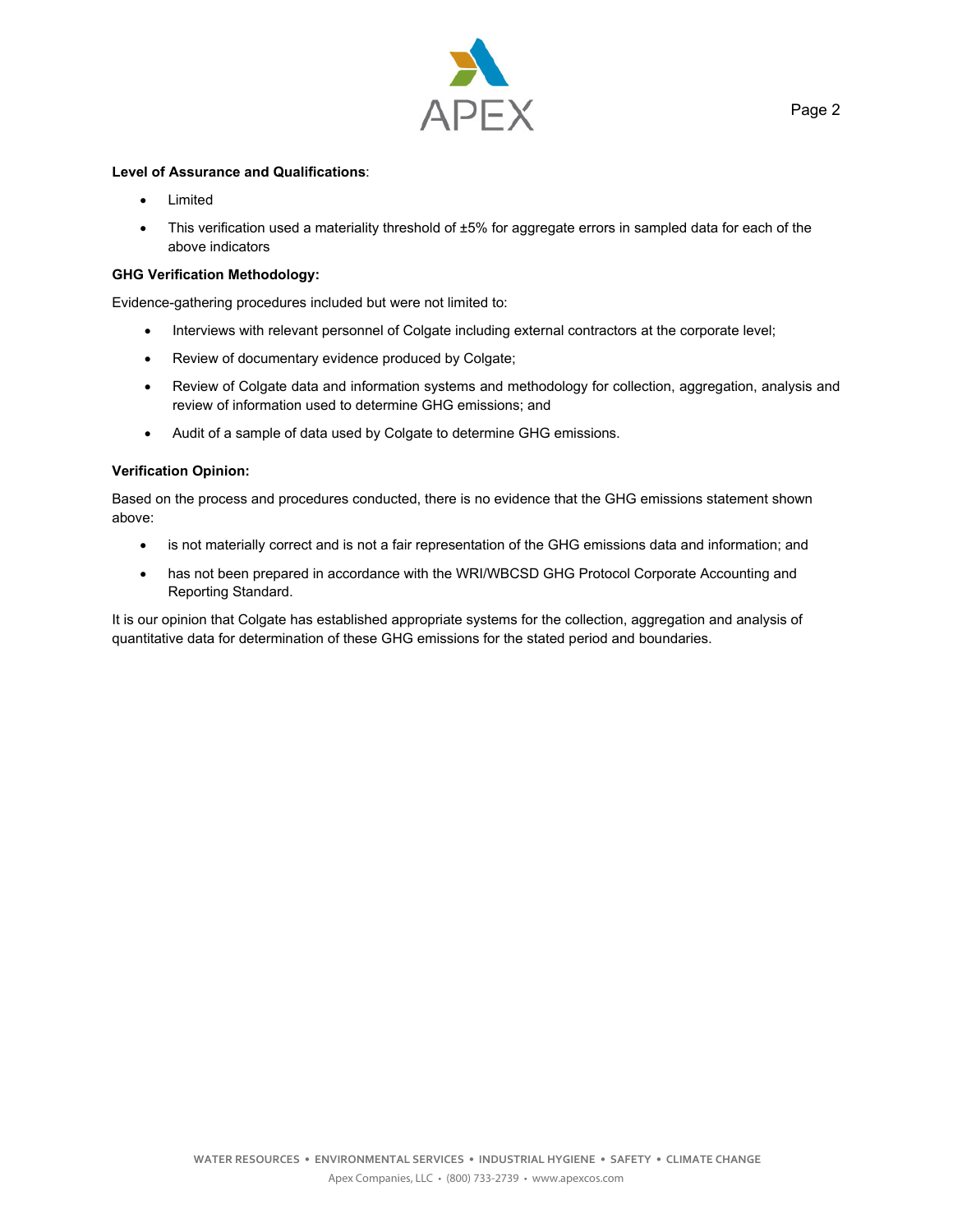**Level of Assurance and Qualifications**:

- Limited
- This verification used a materiality threshold of ±5% for aggregate errors in sampled data for each of the above indicators

**GHG Verification Methodology:**

Evidence-gathering procedures included but were not limited to:

- Interviews with relevant personnel of Colgate including external contractors at the corporate level;
- Review of documentary evidence produced by Colgate;
- Review of Colgate data and information systems and methodology for collection, aggregation, analysis and review of information used to determine GHG emissions; and
- Audit of a sample of data used by Colgate to determine GHG emissions.

**Verification Opinion:**

Based on the process and procedures conducted, there is no evidence that the GHG emissions statement shown above:

- is not materially correct and is not a fair representation of the GHG emissions data and information; and
- has not been prepared in accordance with the WRI/WBCSD GHG Protocol Corporate Accounting and Reporting Standard.

It is our opinion that Colgate has established appropriate systems for the collection, aggregation and analysis of quantitative data for determination of these GHG emissions for the stated period and boundaries.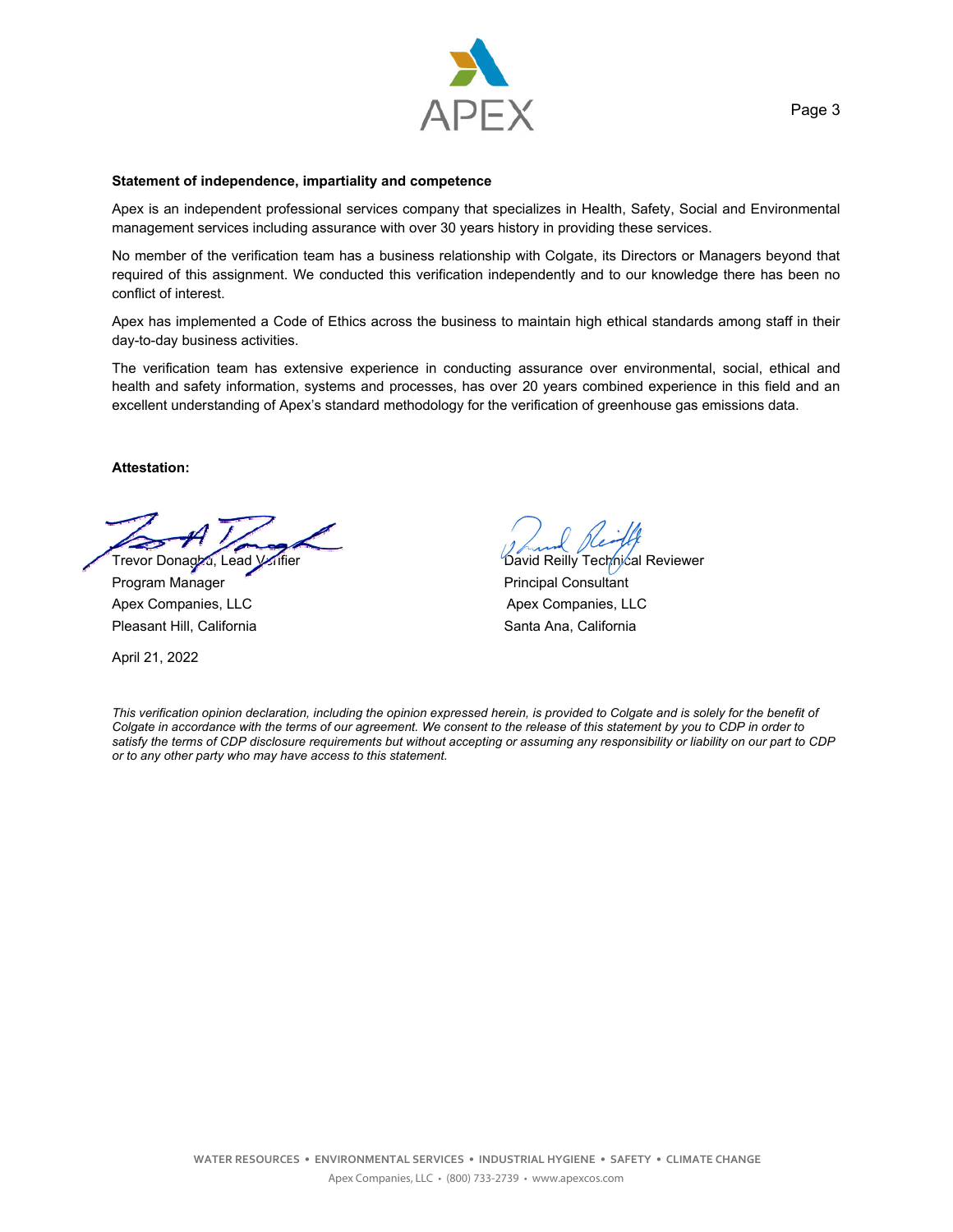**Statement of independence, impartiality and competence**

Apex is an independent professional services company that specializes in Health, Safety, Social and Environmental management services including assurance with over 30 years history in providing these services.

No member of the verification team has a business relationship with Colgate, its Directors or Managers beyond that required of this assignment. We conducted this verification independently and to our knowledge there has been no conflict of interest.

Apex has implemented a Code of Ethics across the business to maintain high ethical standards among staff in their day-to-day business activities.

The verification team has extensive experience in conducting assurance over environmental, social, ethical and health and safety information, systems and processes, has over 20 years combined experience in this field and an excellent understanding of Apex's standard methodology for the verification of greenhouse gas emissions data.

**Attestation:**

Trevor Donaghu, Lead Verifier
Program Manager
Apex Companies, LLC
Pleasant Hill, California

David Reilly Technical Reviewer
Principal Consultant
Apex Companies, LLC
Santa Ana, California

April 21, 2022

*This verification opinion declaration, including the opinion expressed herein, is provided to Colgate and is solely for the benefit of Colgate in accordance with the terms of our agreement. We consent to the release of this statement by you to CDP in order to satisfy the terms of CDP disclosure requirements but without accepting or assuming any responsibility or liability on our part to CDP or to any other party who may have access to this statement.*